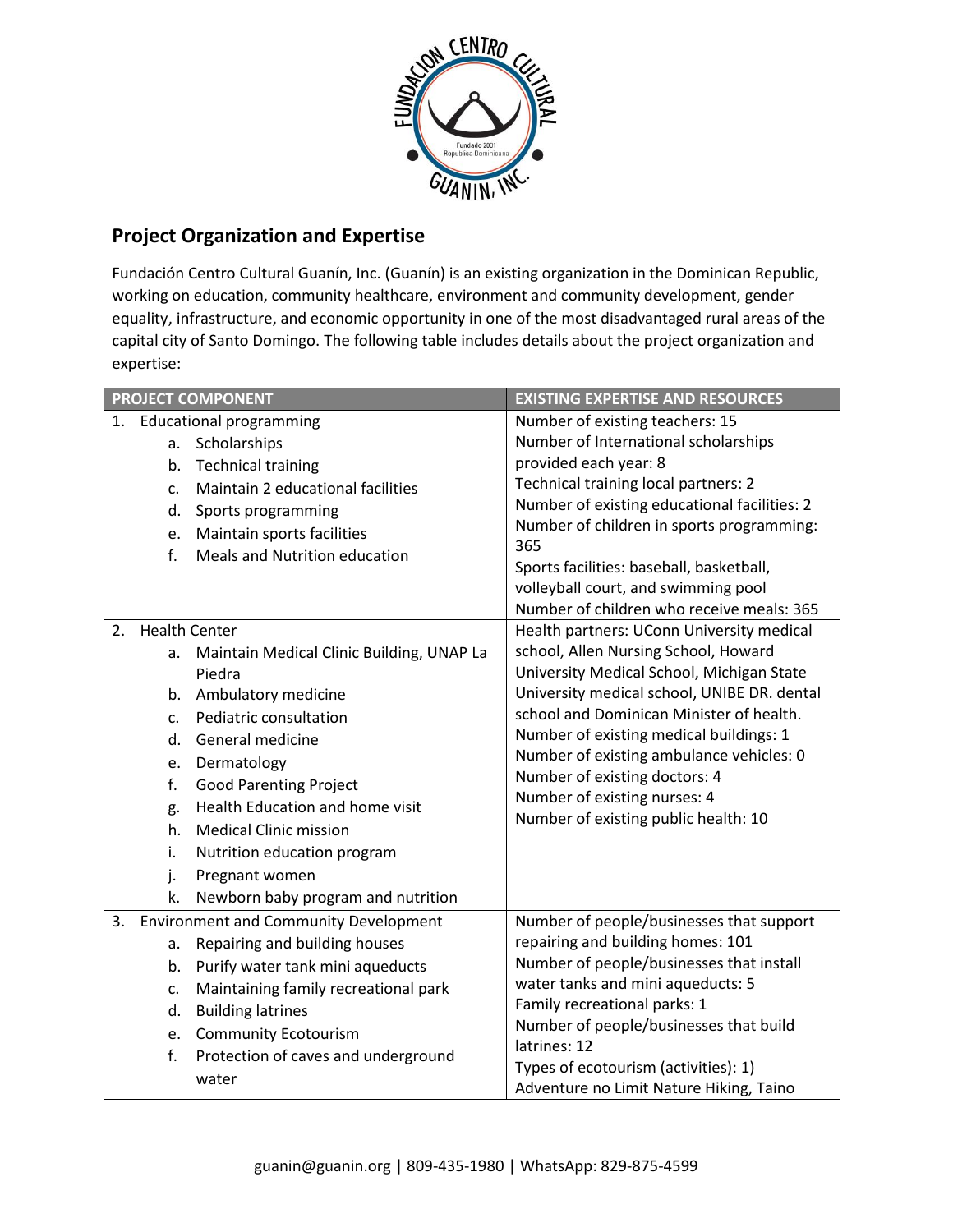## Project Organization and Expertise

Fundación Centro Cultural Guanín, Inc. (Guanín) is an existing organization in the Dominican Republic, working on education, community healthcare, environment and community development, gender equality, infrastructure, and economic opportunity in one of the most disadvantaged rural areas of the capital city of Santo Domingo. The following table includes details about the project organization and expertise:

| PROJECT COMPONENT | EXISTING EXPERTISE AND RESOURCES |
|---|---|
| 1. Educational programming<br>a. Scholarships<br>b. Technical training<br>c. Maintain 2 educational facilities<br>d. Sports programming<br>e. Maintain sports facilities<br>f. Meals and Nutrition education | Number of existing teachers: 15<br>Number of International scholarships provided each year: 8<br>Technical training local partners: 2<br>Number of existing educational facilities: 2<br>Number of children in sports programming: 365<br>Sports facilities: baseball, basketball, volleyball court, and swimming pool<br>Number of children who receive meals: 365 |
| 2. Health Center<br>a. Maintain Medical Clinic Building, UNAP La Piedra<br>b. Ambulatory medicine<br>c. Pediatric consultation<br>d. General medicine<br>e. Dermatology<br>f. Good Parenting Project<br>g. Health Education and home visit<br>h. Medical Clinic mission<br>i. Nutrition education program<br>j. Pregnant women<br>k. Newborn baby program and nutrition | Health partners: UConn University medical school, Allen Nursing School, Howard University Medical School, Michigan State University medical school, UNIBE DR. dental school and Dominican Minister of health.<br>Number of existing medical buildings: 1<br>Number of existing ambulance vehicles: 0<br>Number of existing doctors: 4<br>Number of existing nurses: 4<br>Number of existing public health: 10 |
| 3. Environment and Community Development<br>a. Repairing and building houses<br>b. Purify water tank mini aqueducts<br>c. Maintaining family recreational park<br>d. Building latrines<br>e. Community Ecotourism<br>f. Protection of caves and underground water | Number of people/businesses that support repairing and building homes: 101<br>Number of people/businesses that install water tanks and mini aqueducts: 5<br>Family recreational parks: 1<br>Number of people/businesses that build latrines: 12<br>Types of ecotourism (activities): 1) Adventure no Limit Nature Hiking, Taino |

guanin@guanin.org | 809-435-1980 | WhatsApp: 829-875-4599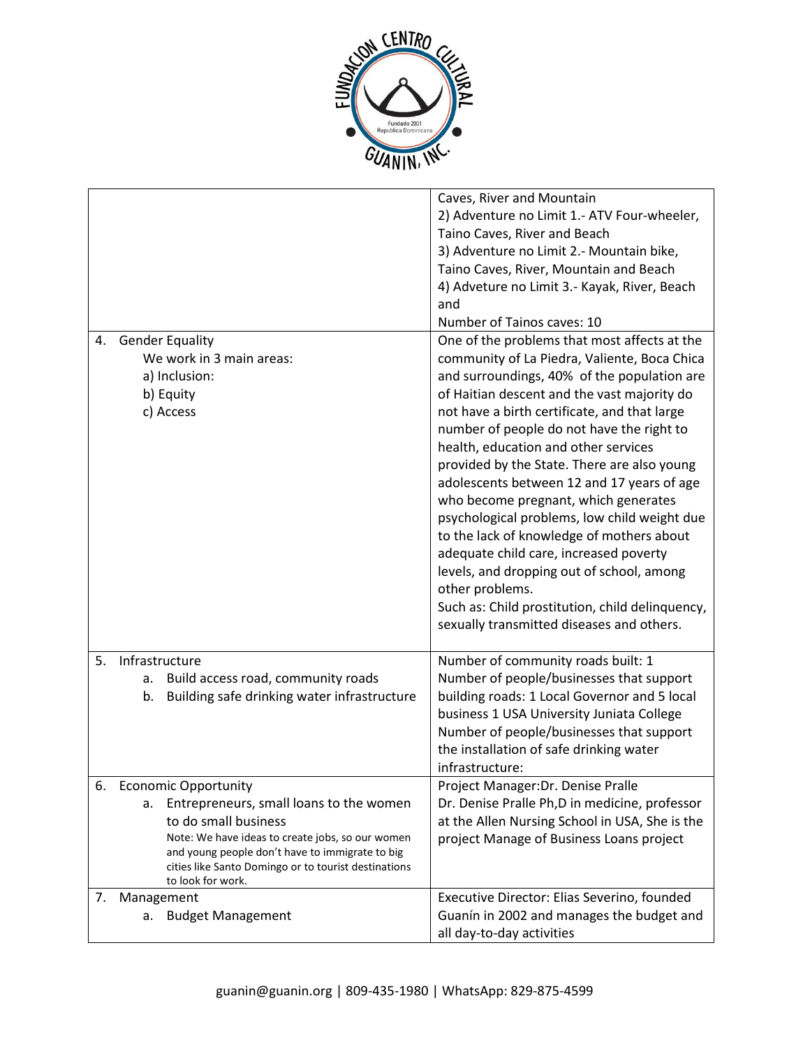| | |
|---|---|
| | Caves, River and Mountain<br>2) Adventure no Limit 1.- ATV Four-wheeler, Taino Caves, River and Beach<br>3) Adventure no Limit 2.- Mountain bike, Taino Caves, River, Mountain and Beach<br>4) Adveture no Limit 3.- Kayak, River, Beach and<br>Number of Tainos caves: 10 |
| 4. Gender Equality<br>We work in 3 main areas:<br>a) Inclusion:<br>b) Equity<br>c) Access | One of the problems that most affects at the community of La Piedra, Valiente, Boca Chica and surroundings, 40% of the population are of Haitian descent and the vast majority do not have a birth certificate, and that large number of people do not have the right to health, education and other services provided by the State. There are also young adolescents between 12 and 17 years of age who become pregnant, which generates psychological problems, low child weight due to the lack of knowledge of mothers about adequate child care, increased poverty levels, and dropping out of school, among other problems.<br>Such as: Child prostitution, child delinquency, sexually transmitted diseases and others. |
| 5. Infrastructure<br>a. Build access road, community roads<br>b. Building safe drinking water infrastructure | Number of community roads built: 1<br>Number of people/businesses that support building roads: 1 Local Governor and 5 local business 1 USA University Juniata College<br>Number of people/businesses that support the installation of safe drinking water infrastructure: |
| 6. Economic Opportunity<br>a. Entrepreneurs, small loans to the women to do small business<br>Note: We have ideas to create jobs, so our women and young people don't have to immigrate to big cities like Santo Domingo or to tourist destinations to look for work. | Project Manager:Dr. Denise Pralle<br>Dr. Denise Pralle Ph,D in medicine, professor at the Allen Nursing School in USA, She is the project Manage of Business Loans project |
| 7. Management<br>a. Budget Management | Executive Director: Elias Severino, founded Guanín in 2002 and manages the budget and all day-to-day activities |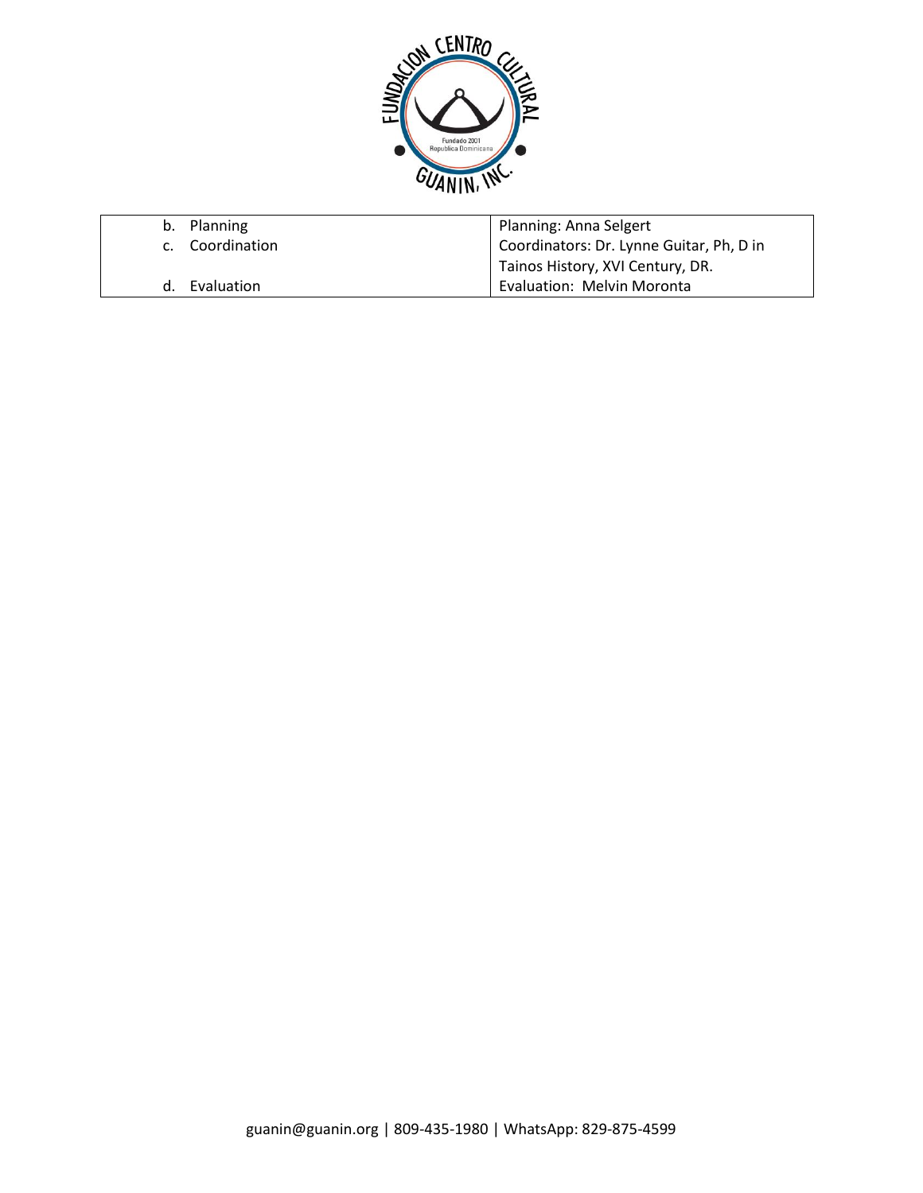| | |
|---|---|
| b. Planning | Planning: Anna Selgert |
| c. Coordination | Coordinators: Dr. Lynne Guitar, Ph, D in Tainos History, XVI Century, DR. |
| d. Evaluation | Evaluation:  Melvin Moronta |